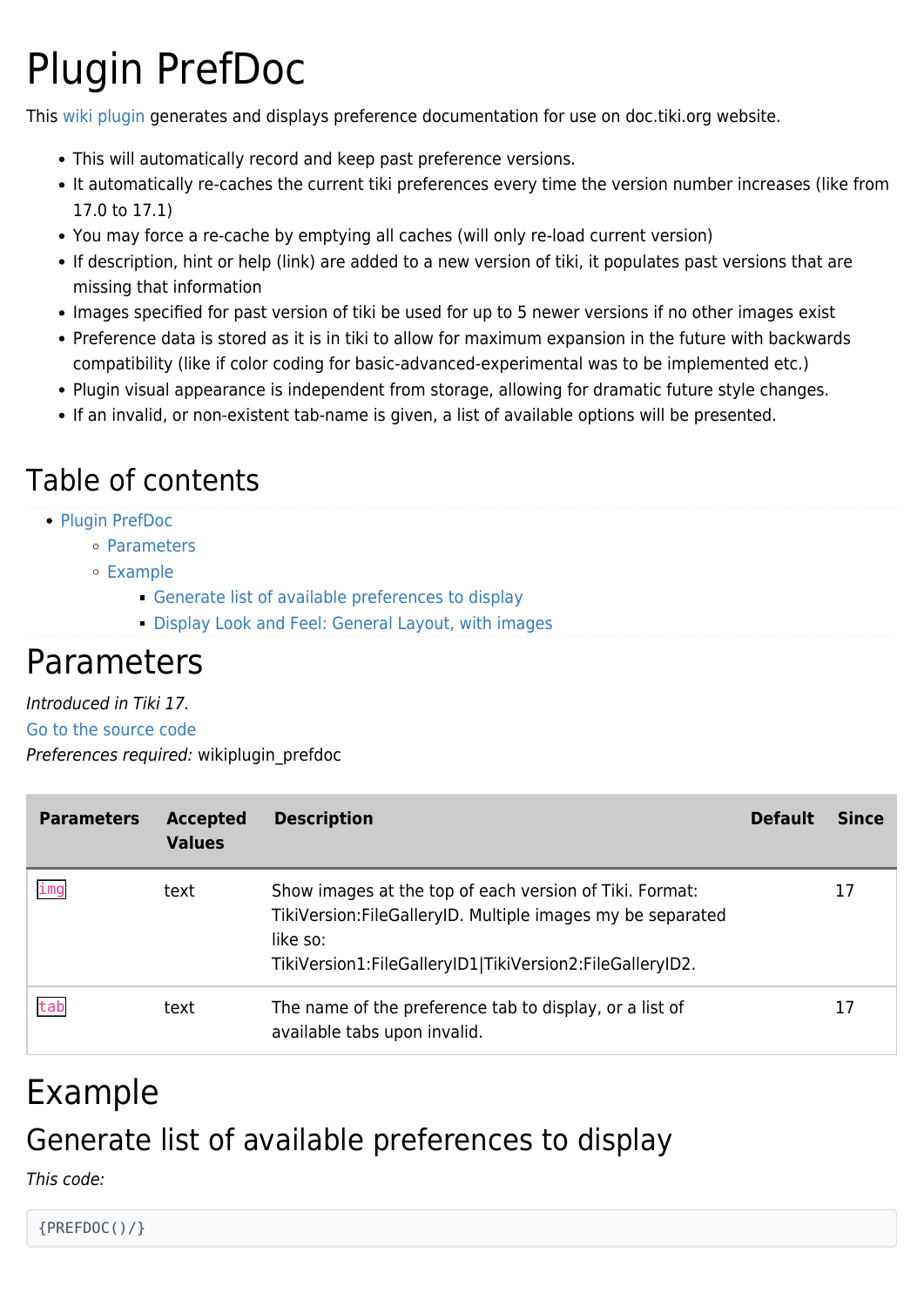# Plugin PrefDoc

This wiki plugin generates and displays preference documentation for use on doc.tiki.org website.

- This will automatically record and keep past preference versions.
- It automatically re-caches the current tiki preferences every time the version number increases (like from 17.0 to 17.1)
- You may force a re-cache by emptying all caches (will only re-load current version)
- If description, hint or help (link) are added to a new version of tiki, it populates past versions that are missing that information
- Images specified for past version of tiki be used for up to 5 newer versions if no other images exist
- Preference data is stored as it is in tiki to allow for maximum expansion in the future with backwards compatibility (like if color coding for basic-advanced-experimental was to be implemented etc.)
- Plugin visual appearance is independent from storage, allowing for dramatic future style changes.
- If an invalid, or non-existent tab-name is given, a list of available options will be presented.

## Table of contents

- Plugin PrefDoc
  - Parameters
  - Example
    - Generate list of available preferences to display
    - Display Look and Feel: General Layout, with images

# Parameters

*Introduced in Tiki 17.*
Go to the source code
*Preferences required:* wikiplugin_prefdoc

| Parameters | Accepted Values | Description | Default | Since |
|---|---|---|---|---|
| `img` | text | Show images at the top of each version of Tiki. Format: TikiVersion:FileGalleryID. Multiple images my be separated like so: TikiVersion1:FileGalleryID1\|TikiVersion2:FileGalleryID2. | | 17 |
| `tab` | text | The name of the preference tab to display, or a list of available tabs upon invalid. | | 17 |

# Example

## Generate list of available preferences to display

*This code:*

```
{PREFDOC()/}
```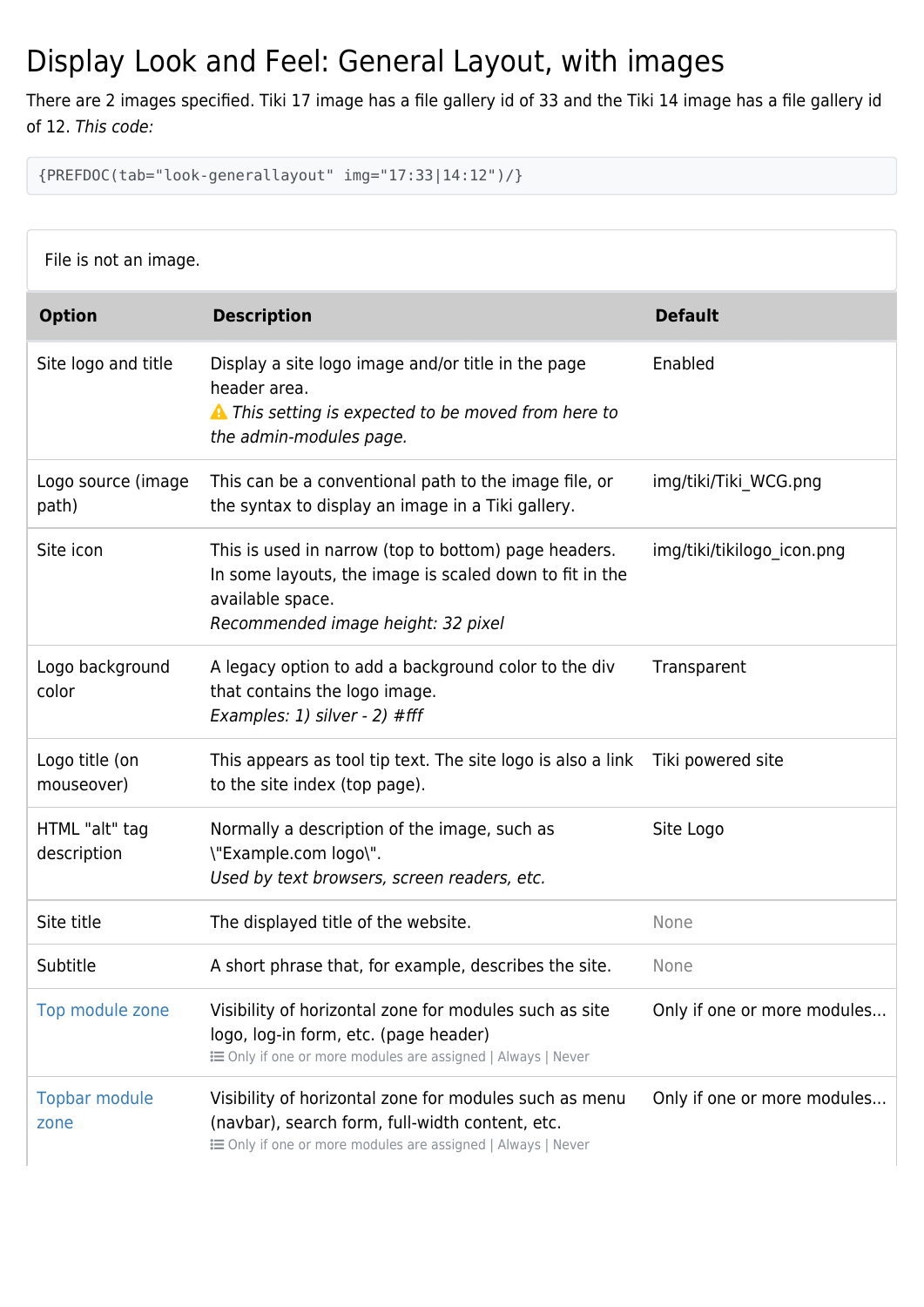# Display Look and Feel: General Layout, with images

There are 2 images specified. Tiki 17 image has a file gallery id of 33 and the Tiki 14 image has a file gallery id of 12. *This code:*

```
{PREFDOC(tab="look-generallayout" img="17:33|14:12")/}
```

File is not an image.

| Option | Description | Default |
|---|---|---|
| Site logo and title | Display a site logo image and/or title in the page header area.<br>⚠ *This setting is expected to be moved from here to the admin-modules page.* | Enabled |
| Logo source (image path) | This can be a conventional path to the image file, or the syntax to display an image in a Tiki gallery. | img/tiki/Tiki_WCG.png |
| Site icon | This is used in narrow (top to bottom) page headers. In some layouts, the image is scaled down to fit in the available space.<br>*Recommended image height: 32 pixel* | img/tiki/tikilogo_icon.png |
| Logo background color | A legacy option to add a background color to the div that contains the logo image.<br>*Examples: 1) silver - 2) #fff* | Transparent |
| Logo title (on mouseover) | This appears as tool tip text. The site logo is also a link to the site index (top page). | Tiki powered site |
| HTML "alt" tag description | Normally a description of the image, such as \"Example.com logo\".<br>*Used by text browsers, screen readers, etc.* | Site Logo |
| Site title | The displayed title of the website. | None |
| Subtitle | A short phrase that, for example, describes the site. | None |
| Top module zone | Visibility of horizontal zone for modules such as site logo, log-in form, etc. (page header)<br>Only if one or more modules are assigned \| Always \| Never | Only if one or more modules... |
| Topbar module zone | Visibility of horizontal zone for modules such as menu (navbar), search form, full-width content, etc.<br>Only if one or more modules are assigned \| Always \| Never | Only if one or more modules... |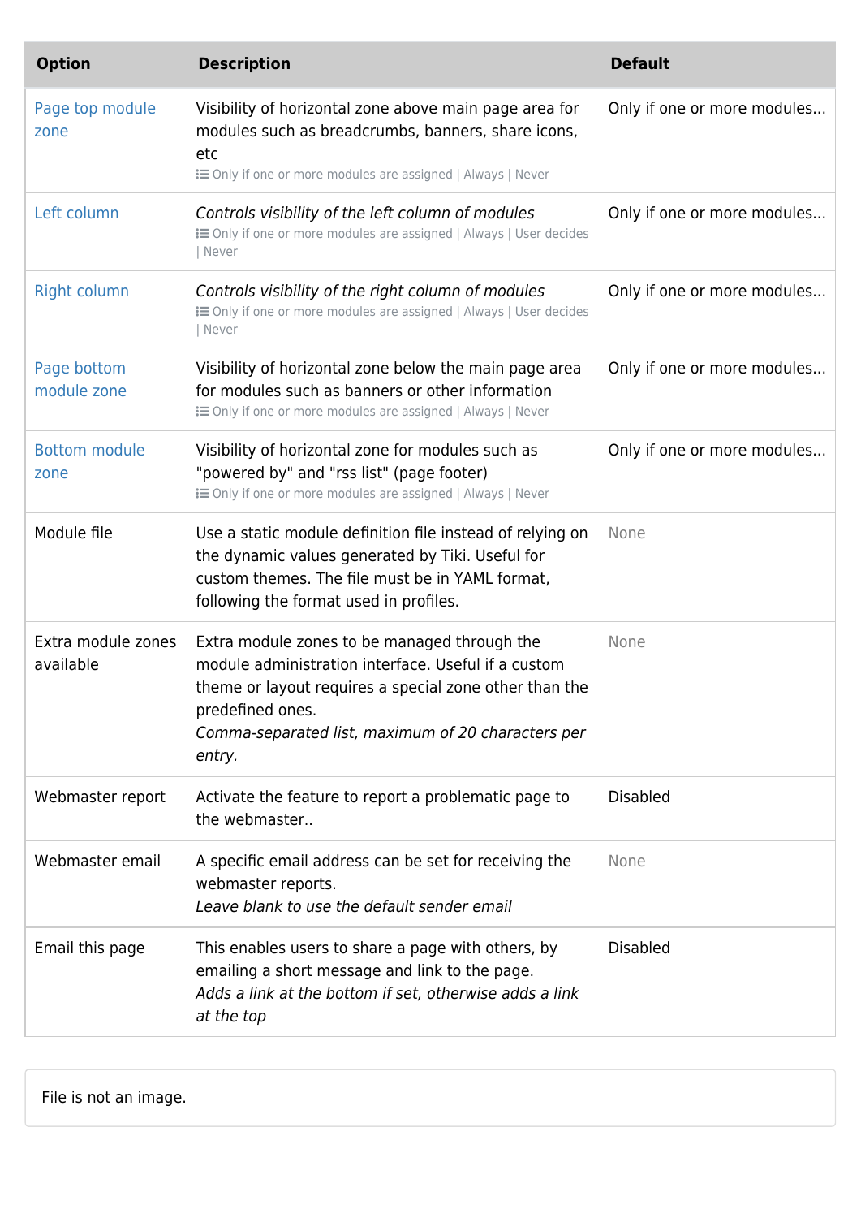| Option | Description | Default |
| --- | --- | --- |
| Page top module zone | Visibility of horizontal zone above main page area for modules such as breadcrumbs, banners, share icons, etc<br>Only if one or more modules are assigned \| Always \| Never | Only if one or more modules... |
| Left column | *Controls visibility of the left column of modules*<br>Only if one or more modules are assigned \| Always \| User decides \| Never | Only if one or more modules... |
| Right column | *Controls visibility of the right column of modules*<br>Only if one or more modules are assigned \| Always \| User decides \| Never | Only if one or more modules... |
| Page bottom module zone | Visibility of horizontal zone below the main page area for modules such as banners or other information<br>Only if one or more modules are assigned \| Always \| Never | Only if one or more modules... |
| Bottom module zone | Visibility of horizontal zone for modules such as "powered by" and "rss list" (page footer)<br>Only if one or more modules are assigned \| Always \| Never | Only if one or more modules... |
| Module file | Use a static module definition file instead of relying on the dynamic values generated by Tiki. Useful for custom themes. The file must be in YAML format, following the format used in profiles. | None |
| Extra module zones available | Extra module zones to be managed through the module administration interface. Useful if a custom theme or layout requires a special zone other than the predefined ones.<br>*Comma-separated list, maximum of 20 characters per entry.* | None |
| Webmaster report | Activate the feature to report a problematic page to the webmaster.. | Disabled |
| Webmaster email | A specific email address can be set for receiving the webmaster reports.<br>*Leave blank to use the default sender email* | None |
| Email this page | This enables users to share a page with others, by emailing a short message and link to the page.<br>*Adds a link at the bottom if set, otherwise adds a link at the top* | Disabled |

File is not an image.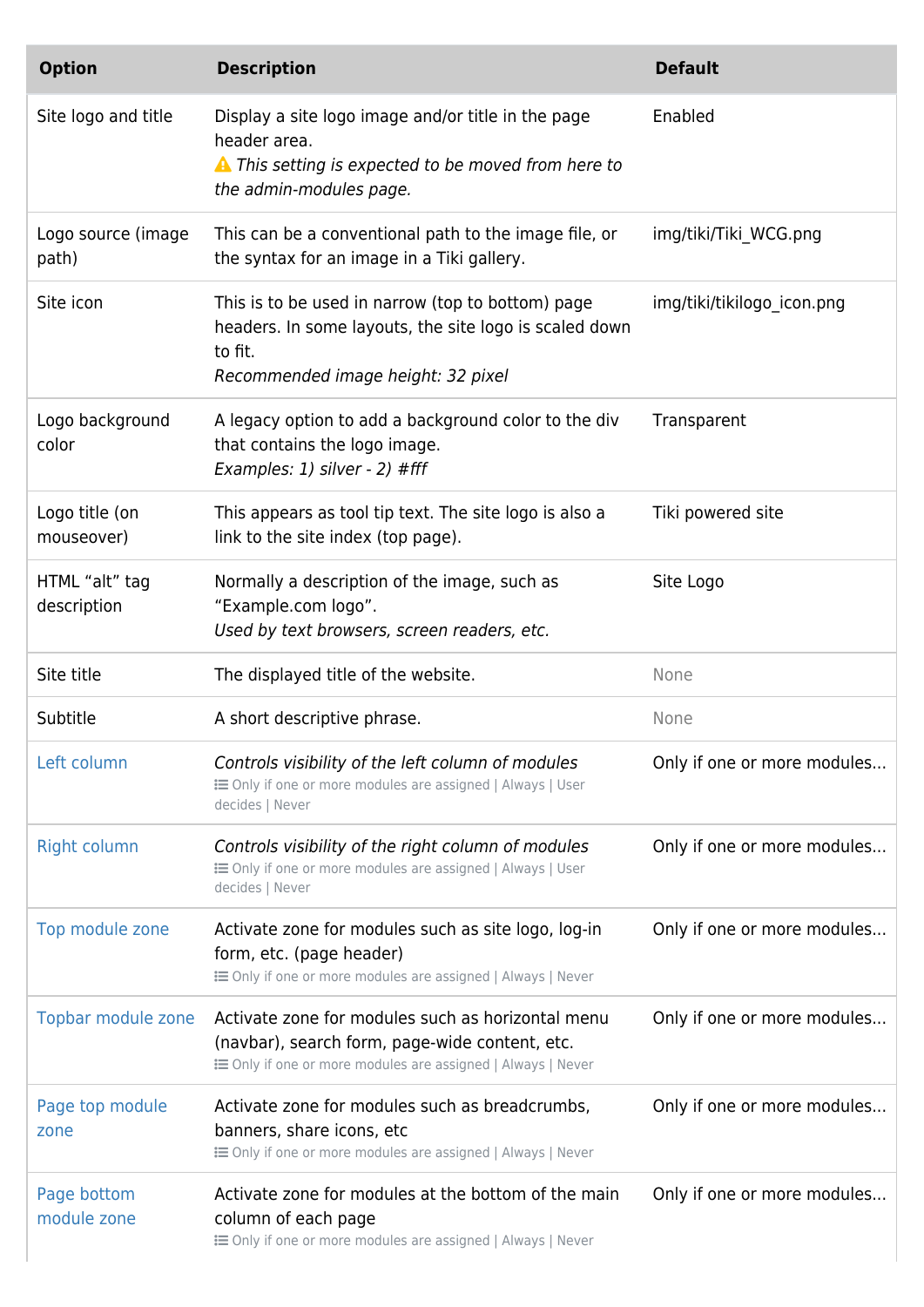| Option | Description | Default |
|---|---|---|
| Site logo and title | Display a site logo image and/or title in the page header area.<br>⚠ *This setting is expected to be moved from here to the admin-modules page.* | Enabled |
| Logo source (image path) | This can be a conventional path to the image file, or the syntax for an image in a Tiki gallery. | img/tiki/Tiki_WCG.png |
| Site icon | This is to be used in narrow (top to bottom) page headers. In some layouts, the site logo is scaled down to fit.<br>*Recommended image height: 32 pixel* | img/tiki/tikilogo_icon.png |
| Logo background color | A legacy option to add a background color to the div that contains the logo image.<br>*Examples: 1) silver - 2) #fff* | Transparent |
| Logo title (on mouseover) | This appears as tool tip text. The site logo is also a link to the site index (top page). | Tiki powered site |
| HTML "alt" tag description | Normally a description of the image, such as "Example.com logo".<br>*Used by text browsers, screen readers, etc.* | Site Logo |
| Site title | The displayed title of the website. | None |
| Subtitle | A short descriptive phrase. | None |
| Left column | *Controls visibility of the left column of modules*<br>Only if one or more modules are assigned \| Always \| User decides \| Never | Only if one or more modules... |
| Right column | *Controls visibility of the right column of modules*<br>Only if one or more modules are assigned \| Always \| User decides \| Never | Only if one or more modules... |
| Top module zone | Activate zone for modules such as site logo, log-in form, etc. (page header)<br>Only if one or more modules are assigned \| Always \| Never | Only if one or more modules... |
| Topbar module zone | Activate zone for modules such as horizontal menu (navbar), search form, page-wide content, etc.<br>Only if one or more modules are assigned \| Always \| Never | Only if one or more modules... |
| Page top module zone | Activate zone for modules such as breadcrumbs, banners, share icons, etc<br>Only if one or more modules are assigned \| Always \| Never | Only if one or more modules... |
| Page bottom module zone | Activate zone for modules at the bottom of the main column of each page<br>Only if one or more modules are assigned \| Always \| Never | Only if one or more modules... |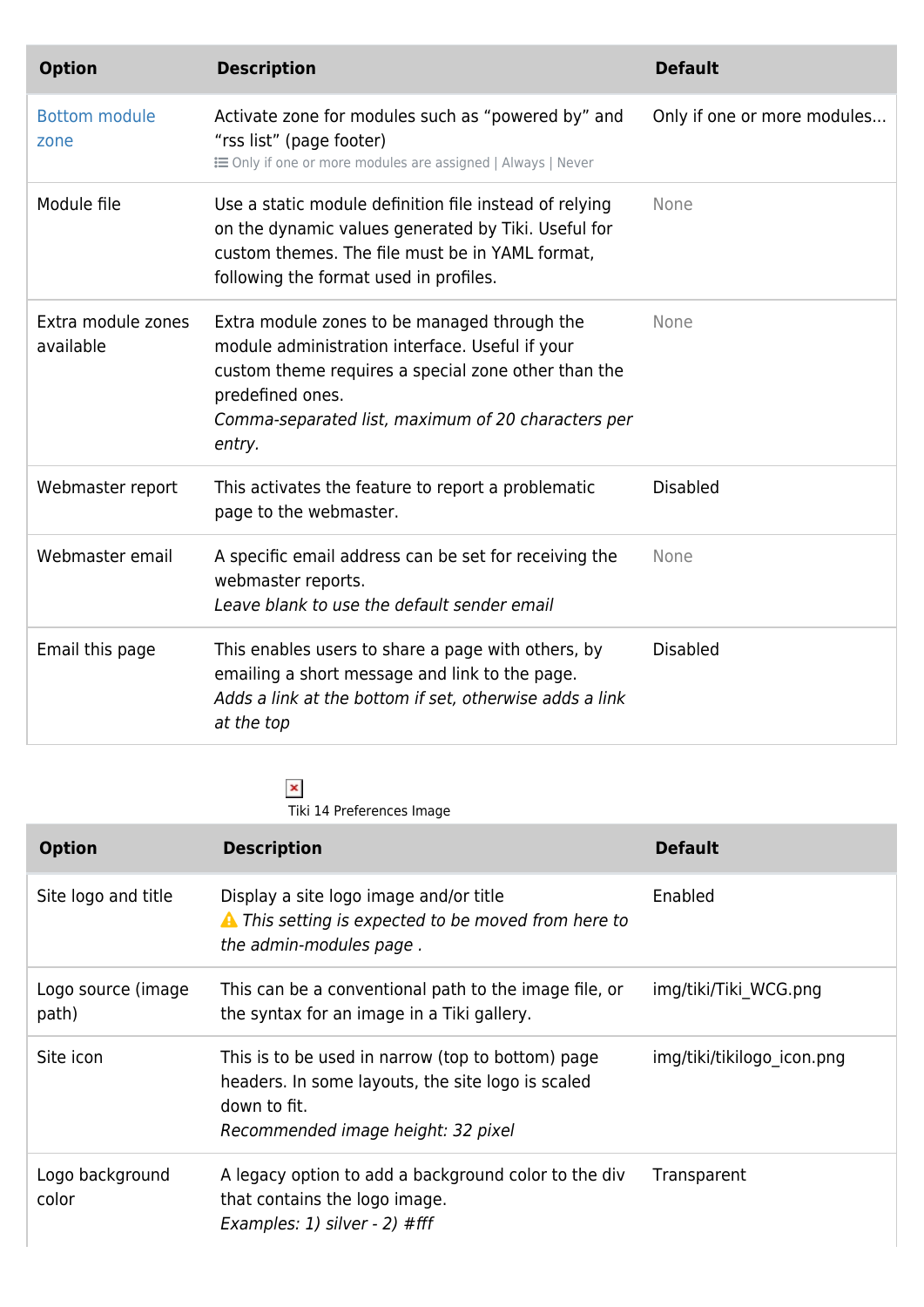| Option | Description | Default |
| --- | --- | --- |
| Bottom module zone | Activate zone for modules such as “powered by” and “rss list” (page footer)<br>Only if one or more modules are assigned \| Always \| Never | Only if one or more modules... |
| Module file | Use a static module definition file instead of relying on the dynamic values generated by Tiki. Useful for custom themes. The file must be in YAML format, following the format used in profiles. | None |
| Extra module zones available | Extra module zones to be managed through the module administration interface. Useful if your custom theme requires a special zone other than the predefined ones.<br>*Comma-separated list, maximum of 20 characters per entry.* | None |
| Webmaster report | This activates the feature to report a problematic page to the webmaster. | Disabled |
| Webmaster email | A specific email address can be set for receiving the webmaster reports.<br>*Leave blank to use the default sender email* | None |
| Email this page | This enables users to share a page with others, by emailing a short message and link to the page.<br>*Adds a link at the bottom if set, otherwise adds a link at the top* | Disabled |

Tiki 14 Preferences Image

| Option | Description | Default |
| --- | --- | --- |
| Site logo and title | Display a site logo image and/or title<br>⚠ *This setting is expected to be moved from here to the admin-modules page .* | Enabled |
| Logo source (image path) | This can be a conventional path to the image file, or the syntax for an image in a Tiki gallery. | img/tiki/Tiki_WCG.png |
| Site icon | This is to be used in narrow (top to bottom) page headers. In some layouts, the site logo is scaled down to fit.<br>*Recommended image height: 32 pixel* | img/tiki/tikilogo_icon.png |
| Logo background color | A legacy option to add a background color to the div that contains the logo image.<br>*Examples: 1) silver - 2) #fff* | Transparent |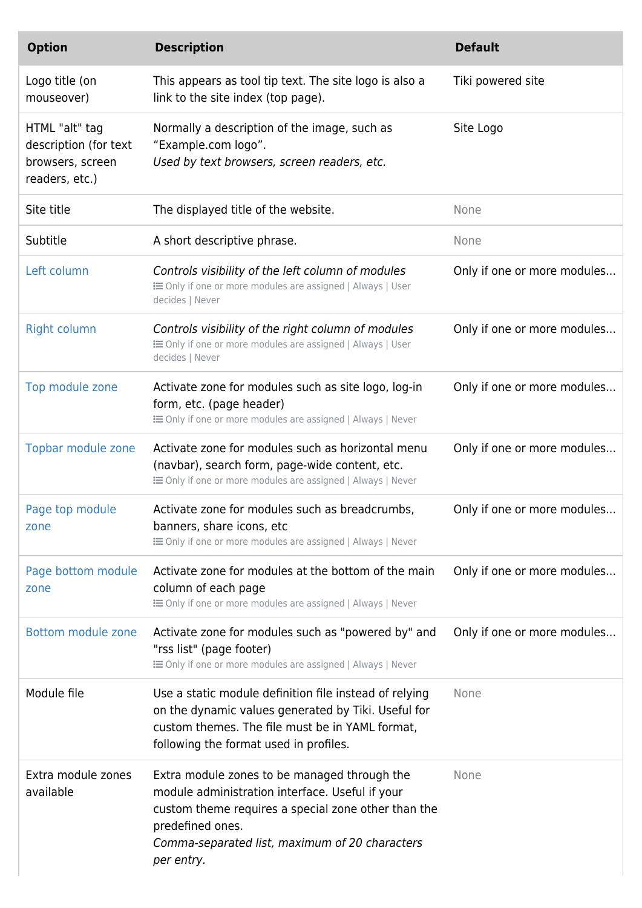| Option | Description | Default |
| --- | --- | --- |
| Logo title (on mouseover) | This appears as tool tip text. The site logo is also a link to the site index (top page). | Tiki powered site |
| HTML "alt" tag description (for text browsers, screen readers, etc.) | Normally a description of the image, such as “Example.com logo”. *Used by text browsers, screen readers, etc.* | Site Logo |
| Site title | The displayed title of the website. | None |
| Subtitle | A short descriptive phrase. | None |
| Left column | *Controls visibility of the left column of modules* Only if one or more modules are assigned \| Always \| User decides \| Never | Only if one or more modules... |
| Right column | *Controls visibility of the right column of modules* Only if one or more modules are assigned \| Always \| User decides \| Never | Only if one or more modules... |
| Top module zone | Activate zone for modules such as site logo, log-in form, etc. (page header) Only if one or more modules are assigned \| Always \| Never | Only if one or more modules... |
| Topbar module zone | Activate zone for modules such as horizontal menu (navbar), search form, page-wide content, etc. Only if one or more modules are assigned \| Always \| Never | Only if one or more modules... |
| Page top module zone | Activate zone for modules such as breadcrumbs, banners, share icons, etc Only if one or more modules are assigned \| Always \| Never | Only if one or more modules... |
| Page bottom module zone | Activate zone for modules at the bottom of the main column of each page Only if one or more modules are assigned \| Always \| Never | Only if one or more modules... |
| Bottom module zone | Activate zone for modules such as "powered by" and "rss list" (page footer) Only if one or more modules are assigned \| Always \| Never | Only if one or more modules... |
| Module file | Use a static module definition file instead of relying on the dynamic values generated by Tiki. Useful for custom themes. The file must be in YAML format, following the format used in profiles. | None |
| Extra module zones available | Extra module zones to be managed through the module administration interface. Useful if your custom theme requires a special zone other than the predefined ones. *Comma-separated list, maximum of 20 characters per entry.* | None |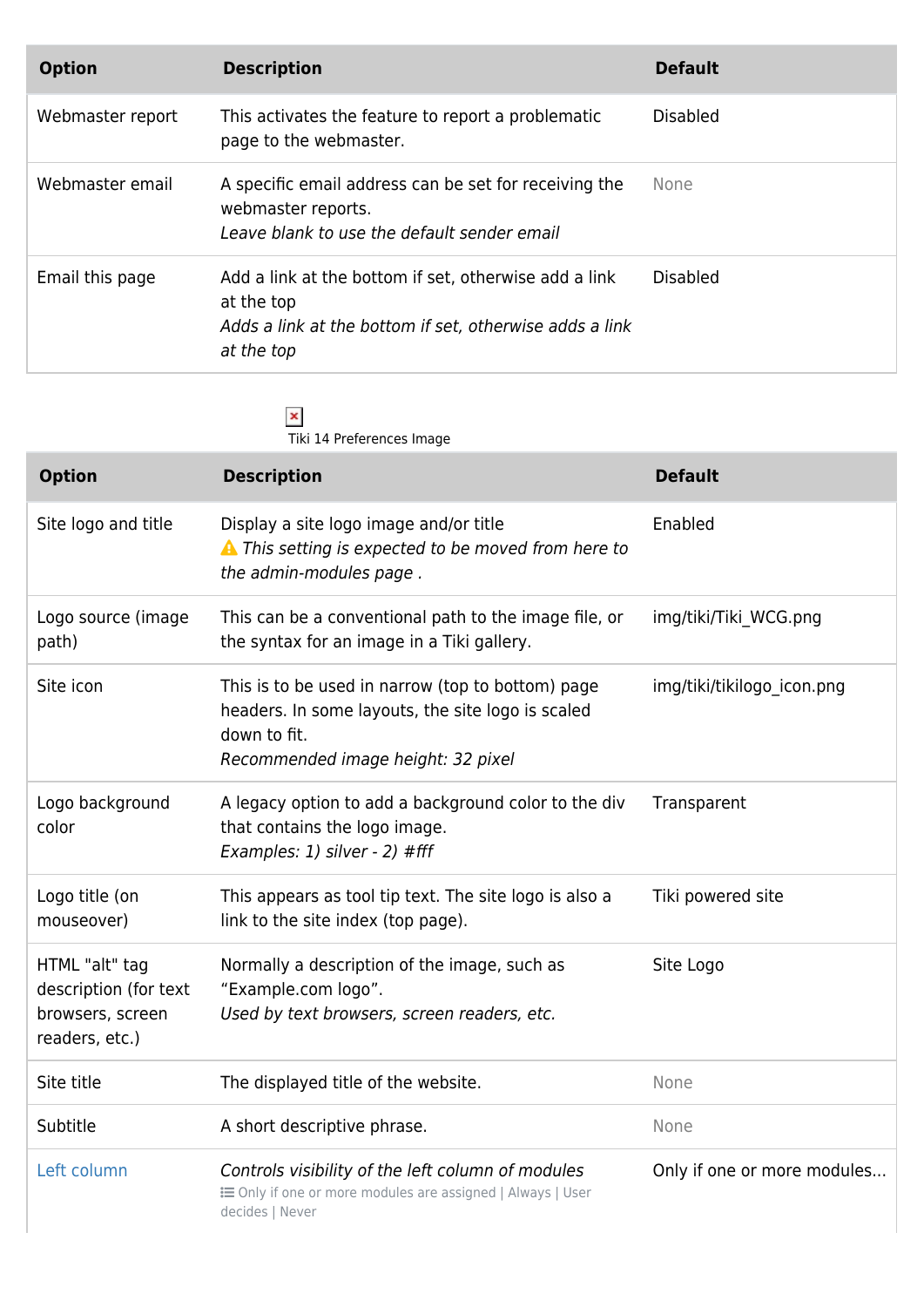| Option | Description | Default |
|---|---|---|
| Webmaster report | This activates the feature to report a problematic page to the webmaster. | Disabled |
| Webmaster email | A specific email address can be set for receiving the webmaster reports.<br>*Leave blank to use the default sender email* | None |
| Email this page | Add a link at the bottom if set, otherwise add a link at the top<br>*Adds a link at the bottom if set, otherwise adds a link at the top* | Disabled |

Tiki 14 Preferences Image

| Option | Description | Default |
|---|---|---|
| Site logo and title | Display a site logo image and/or title<br>⚠ *This setting is expected to be moved from here to the admin-modules page .* | Enabled |
| Logo source (image path) | This can be a conventional path to the image file, or the syntax for an image in a Tiki gallery. | img/tiki/Tiki_WCG.png |
| Site icon | This is to be used in narrow (top to bottom) page headers. In some layouts, the site logo is scaled down to fit.<br>*Recommended image height: 32 pixel* | img/tiki/tikilogo_icon.png |
| Logo background color | A legacy option to add a background color to the div that contains the logo image.<br>*Examples: 1) silver - 2) #fff* | Transparent |
| Logo title (on mouseover) | This appears as tool tip text. The site logo is also a link to the site index (top page). | Tiki powered site |
| HTML "alt" tag description (for text browsers, screen readers, etc.) | Normally a description of the image, such as "Example.com logo".<br>*Used by text browsers, screen readers, etc.* | Site Logo |
| Site title | The displayed title of the website. | None |
| Subtitle | A short descriptive phrase. | None |
| Left column | *Controls visibility of the left column of modules*<br>Only if one or more modules are assigned \| Always \| User decides \| Never | Only if one or more modules... |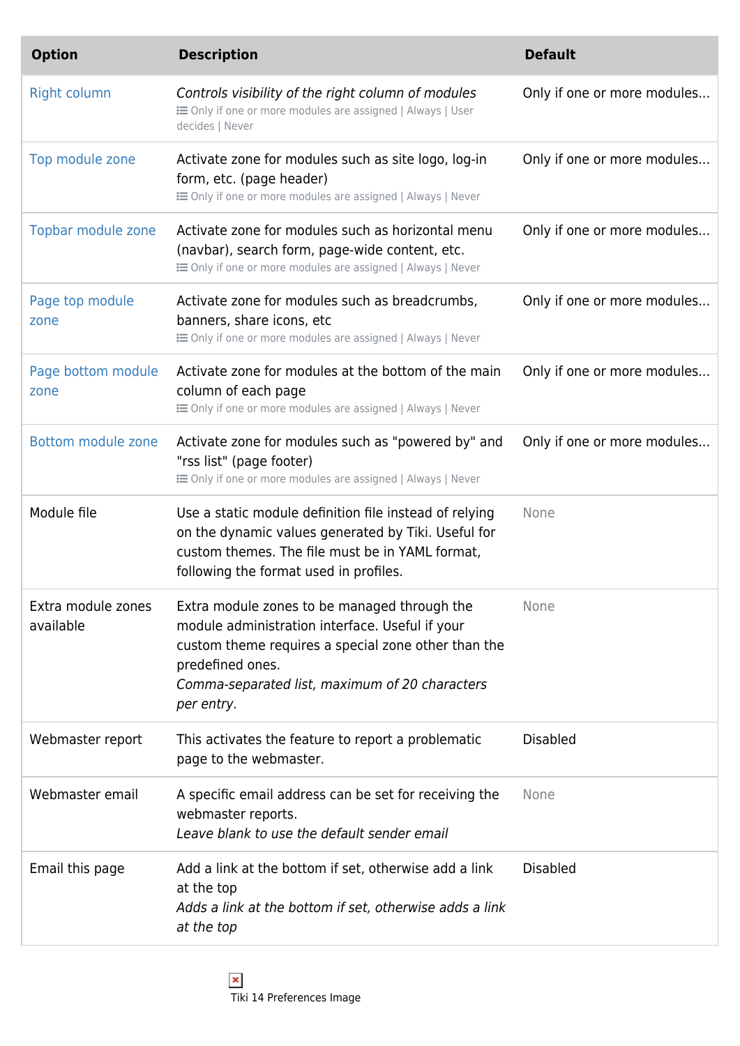| Option | Description | Default |
|---|---|---|
| Right column | *Controls visibility of the right column of modules*<br>Only if one or more modules are assigned \| Always \| User decides \| Never | Only if one or more modules... |
| Top module zone | Activate zone for modules such as site logo, log-in form, etc. (page header)<br>Only if one or more modules are assigned \| Always \| Never | Only if one or more modules... |
| Topbar module zone | Activate zone for modules such as horizontal menu (navbar), search form, page-wide content, etc.<br>Only if one or more modules are assigned \| Always \| Never | Only if one or more modules... |
| Page top module zone | Activate zone for modules such as breadcrumbs, banners, share icons, etc<br>Only if one or more modules are assigned \| Always \| Never | Only if one or more modules... |
| Page bottom module zone | Activate zone for modules at the bottom of the main column of each page<br>Only if one or more modules are assigned \| Always \| Never | Only if one or more modules... |
| Bottom module zone | Activate zone for modules such as "powered by" and "rss list" (page footer)<br>Only if one or more modules are assigned \| Always \| Never | Only if one or more modules... |
| Module file | Use a static module definition file instead of relying on the dynamic values generated by Tiki. Useful for custom themes. The file must be in YAML format, following the format used in profiles. | None |
| Extra module zones available | Extra module zones to be managed through the module administration interface. Useful if your custom theme requires a special zone other than the predefined ones.<br>*Comma-separated list, maximum of 20 characters per entry.* | None |
| Webmaster report | This activates the feature to report a problematic page to the webmaster. | Disabled |
| Webmaster email | A specific email address can be set for receiving the webmaster reports.<br>*Leave blank to use the default sender email* | None |
| Email this page | Add a link at the bottom if set, otherwise add a link at the top<br>*Adds a link at the bottom if set, otherwise adds a link at the top* | Disabled |

Tiki 14 Preferences Image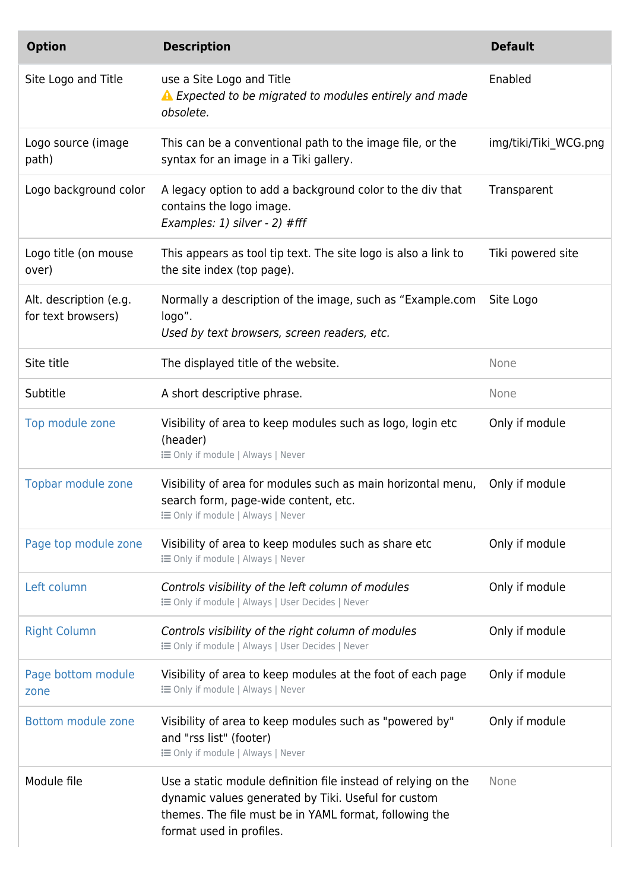| Option | Description | Default |
| --- | --- | --- |
| Site Logo and Title | use a Site Logo and Title<br>⚠ *Expected to be migrated to modules entirely and made obsolete.* | Enabled |
| Logo source (image path) | This can be a conventional path to the image file, or the syntax for an image in a Tiki gallery. | img/tiki/Tiki_WCG.png |
| Logo background color | A legacy option to add a background color to the div that contains the logo image.<br>*Examples: 1) silver - 2) #fff* | Transparent |
| Logo title (on mouse over) | This appears as tool tip text. The site logo is also a link to the site index (top page). | Tiki powered site |
| Alt. description (e.g. for text browsers) | Normally a description of the image, such as “Example.com logo”.<br>*Used by text browsers, screen readers, etc.* | Site Logo |
| Site title | The displayed title of the website. | None |
| Subtitle | A short descriptive phrase. | None |
| Top module zone | Visibility of area to keep modules such as logo, login etc (header)<br>Only if module \| Always \| Never | Only if module |
| Topbar module zone | Visibility of area for modules such as main horizontal menu, search form, page-wide content, etc.<br>Only if module \| Always \| Never | Only if module |
| Page top module zone | Visibility of area to keep modules such as share etc<br>Only if module \| Always \| Never | Only if module |
| Left column | *Controls visibility of the left column of modules*<br>Only if module \| Always \| User Decides \| Never | Only if module |
| Right Column | *Controls visibility of the right column of modules*<br>Only if module \| Always \| User Decides \| Never | Only if module |
| Page bottom module zone | Visibility of area to keep modules at the foot of each page<br>Only if module \| Always \| Never | Only if module |
| Bottom module zone | Visibility of area to keep modules such as "powered by" and "rss list" (footer)<br>Only if module \| Always \| Never | Only if module |
| Module file | Use a static module definition file instead of relying on the dynamic values generated by Tiki. Useful for custom themes. The file must be in YAML format, following the format used in profiles. | None |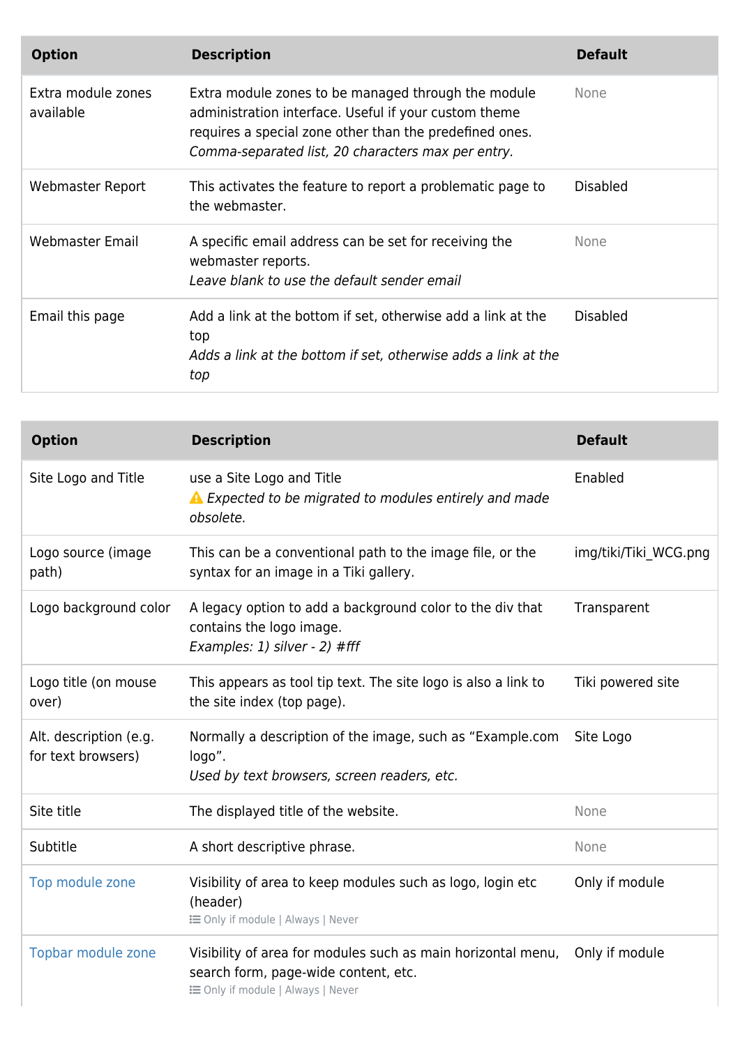| Option | Description | Default |
| --- | --- | --- |
| Extra module zones available | Extra module zones to be managed through the module administration interface. Useful if your custom theme requires a special zone other than the predefined ones. *Comma-separated list, 20 characters max per entry.* | None |
| Webmaster Report | This activates the feature to report a problematic page to the webmaster. | Disabled |
| Webmaster Email | A specific email address can be set for receiving the webmaster reports. *Leave blank to use the default sender email* | None |
| Email this page | Add a link at the bottom if set, otherwise add a link at the top *Adds a link at the bottom if set, otherwise adds a link at the top* | Disabled |

| Option | Description | Default |
| --- | --- | --- |
| Site Logo and Title | use a Site Logo and Title ⚠ *Expected to be migrated to modules entirely and made obsolete.* | Enabled |
| Logo source (image path) | This can be a conventional path to the image file, or the syntax for an image in a Tiki gallery. | img/tiki/Tiki_WCG.png |
| Logo background color | A legacy option to add a background color to the div that contains the logo image. *Examples: 1) silver - 2) #fff* | Transparent |
| Logo title (on mouse over) | This appears as tool tip text. The site logo is also a link to the site index (top page). | Tiki powered site |
| Alt. description (e.g. for text browsers) | Normally a description of the image, such as “Example.com logo”. *Used by text browsers, screen readers, etc.* | Site Logo |
| Site title | The displayed title of the website. | None |
| Subtitle | A short descriptive phrase. | None |
| Top module zone | Visibility of area to keep modules such as logo, login etc (header) Only if module \| Always \| Never | Only if module |
| Topbar module zone | Visibility of area for modules such as main horizontal menu, search form, page-wide content, etc. Only if module \| Always \| Never | Only if module |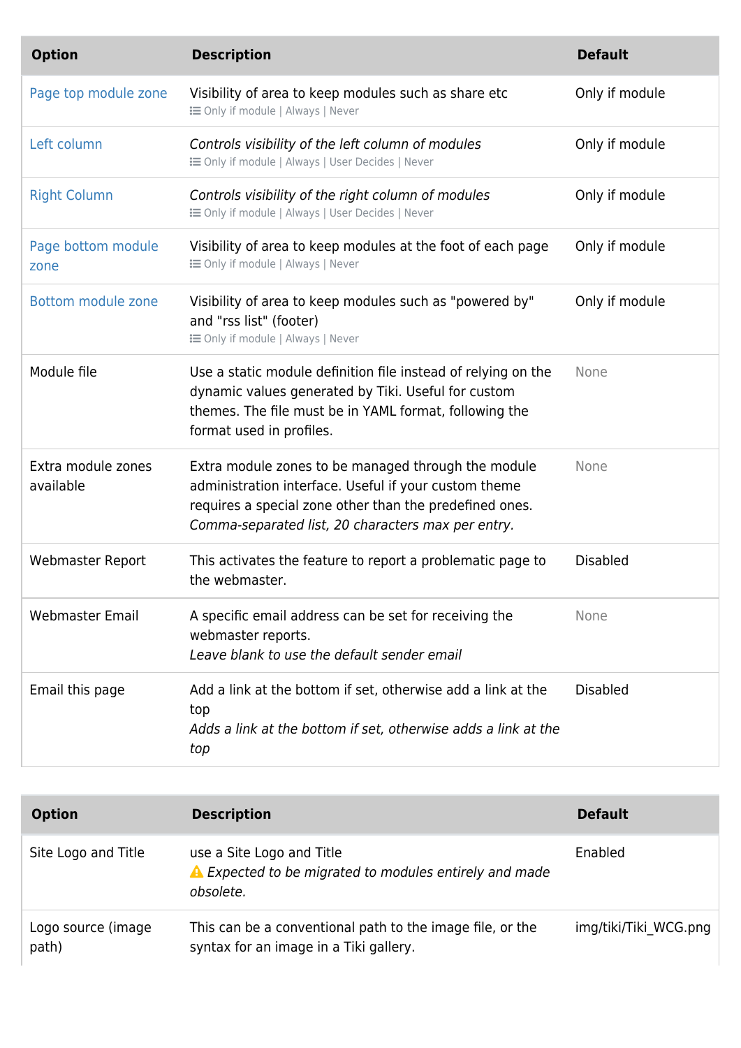| Option | Description | Default |
|---|---|---|
| Page top module zone | Visibility of area to keep modules such as share etc<br>Only if module \| Always \| Never | Only if module |
| Left column | *Controls visibility of the left column of modules*<br>Only if module \| Always \| User Decides \| Never | Only if module |
| Right Column | *Controls visibility of the right column of modules*<br>Only if module \| Always \| User Decides \| Never | Only if module |
| Page bottom module zone | Visibility of area to keep modules at the foot of each page<br>Only if module \| Always \| Never | Only if module |
| Bottom module zone | Visibility of area to keep modules such as "powered by" and "rss list" (footer)<br>Only if module \| Always \| Never | Only if module |
| Module file | Use a static module definition file instead of relying on the dynamic values generated by Tiki. Useful for custom themes. The file must be in YAML format, following the format used in profiles. | None |
| Extra module zones available | Extra module zones to be managed through the module administration interface. Useful if your custom theme requires a special zone other than the predefined ones.<br>*Comma-separated list, 20 characters max per entry.* | None |
| Webmaster Report | This activates the feature to report a problematic page to the webmaster. | Disabled |
| Webmaster Email | A specific email address can be set for receiving the webmaster reports.<br>*Leave blank to use the default sender email* | None |
| Email this page | Add a link at the bottom if set, otherwise add a link at the top<br>*Adds a link at the bottom if set, otherwise adds a link at the top* | Disabled |

| Option | Description | Default |
|---|---|---|
| Site Logo and Title | use a Site Logo and Title<br>⚠ *Expected to be migrated to modules entirely and made obsolete.* | Enabled |
| Logo source (image path) | This can be a conventional path to the image file, or the syntax for an image in a Tiki gallery. | img/tiki/Tiki_WCG.png |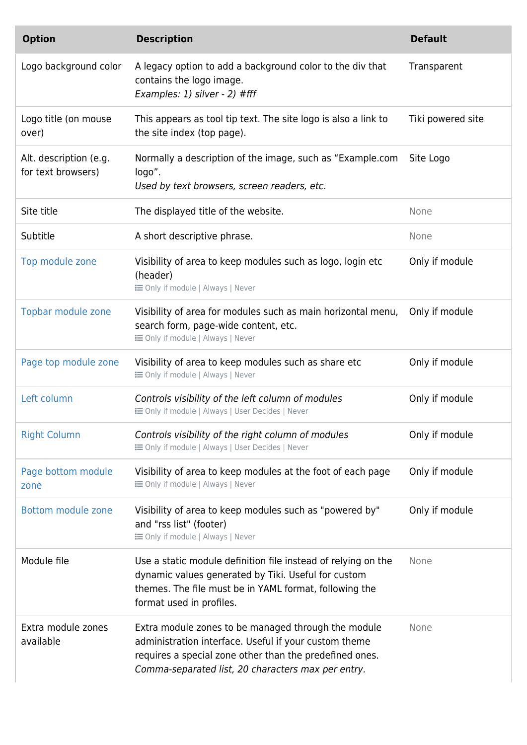| Option | Description | Default |
|---|---|---|
| Logo background color | A legacy option to add a background color to the div that contains the logo image.<br>*Examples: 1) silver - 2) #fff* | Transparent |
| Logo title (on mouse over) | This appears as tool tip text. The site logo is also a link to the site index (top page). | Tiki powered site |
| Alt. description (e.g. for text browsers) | Normally a description of the image, such as “Example.com logo”.<br>*Used by text browsers, screen readers, etc.* | Site Logo |
| Site title | The displayed title of the website. | None |
| Subtitle | A short descriptive phrase. | None |
| Top module zone | Visibility of area to keep modules such as logo, login etc (header)<br>Only if module \| Always \| Never | Only if module |
| Topbar module zone | Visibility of area for modules such as main horizontal menu, search form, page-wide content, etc.<br>Only if module \| Always \| Never | Only if module |
| Page top module zone | Visibility of area to keep modules such as share etc<br>Only if module \| Always \| Never | Only if module |
| Left column | *Controls visibility of the left column of modules*<br>Only if module \| Always \| User Decides \| Never | Only if module |
| Right Column | *Controls visibility of the right column of modules*<br>Only if module \| Always \| User Decides \| Never | Only if module |
| Page bottom module zone | Visibility of area to keep modules at the foot of each page<br>Only if module \| Always \| Never | Only if module |
| Bottom module zone | Visibility of area to keep modules such as "powered by" and "rss list" (footer)<br>Only if module \| Always \| Never | Only if module |
| Module file | Use a static module definition file instead of relying on the dynamic values generated by Tiki. Useful for custom themes. The file must be in YAML format, following the format used in profiles. | None |
| Extra module zones available | Extra module zones to be managed through the module administration interface. Useful if your custom theme requires a special zone other than the predefined ones.<br>*Comma-separated list, 20 characters max per entry.* | None |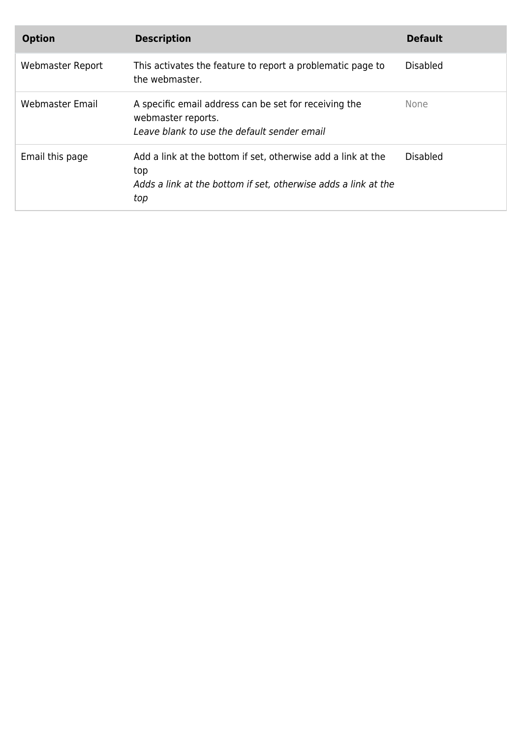| Option | Description | Default |
| --- | --- | --- |
| Webmaster Report | This activates the feature to report a problematic page to the webmaster. | Disabled |
| Webmaster Email | A specific email address can be set for receiving the webmaster reports.<br>*Leave blank to use the default sender email* | None |
| Email this page | Add a link at the bottom if set, otherwise add a link at the top<br>*Adds a link at the bottom if set, otherwise adds a link at the top* | Disabled |